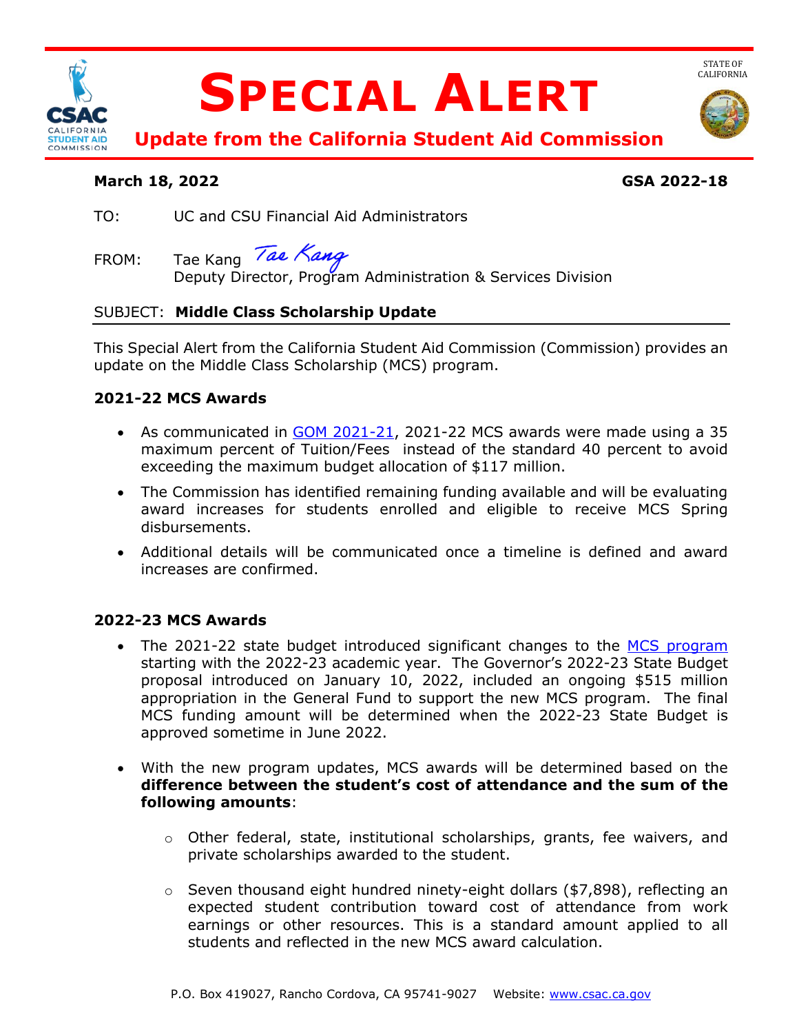# SPECIAL ALERT

## Update from the California Student Aid Commission

STATE OF CALIFORNIA

**March 18, 2022** **GSA 2022-18**

TO: UC and CSU Financial Aid Administrators

FROM: Tae Kang
Deputy Director, Program Administration & Services Division

SUBJECT: **Middle Class Scholarship Update**

This Special Alert from the California Student Aid Commission (Commission) provides an update on the Middle Class Scholarship (MCS) program.

**2021-22 MCS Awards**

- As communicated in GOM 2021-21, 2021-22 MCS awards were made using a 35 maximum percent of Tuition/Fees instead of the standard 40 percent to avoid exceeding the maximum budget allocation of $117 million.
- The Commission has identified remaining funding available and will be evaluating award increases for students enrolled and eligible to receive MCS Spring disbursements.
- Additional details will be communicated once a timeline is defined and award increases are confirmed.

**2022-23 MCS Awards**

- The 2021-22 state budget introduced significant changes to the MCS program starting with the 2022-23 academic year. The Governor's 2022-23 State Budget proposal introduced on January 10, 2022, included an ongoing $515 million appropriation in the General Fund to support the new MCS program. The final MCS funding amount will be determined when the 2022-23 State Budget is approved sometime in June 2022.
- With the new program updates, MCS awards will be determined based on the **difference between the student's cost of attendance and the sum of the following amounts**:
  - Other federal, state, institutional scholarships, grants, fee waivers, and private scholarships awarded to the student.
  - Seven thousand eight hundred ninety-eight dollars ($7,898), reflecting an expected student contribution toward cost of attendance from work earnings or other resources. This is a standard amount applied to all students and reflected in the new MCS award calculation.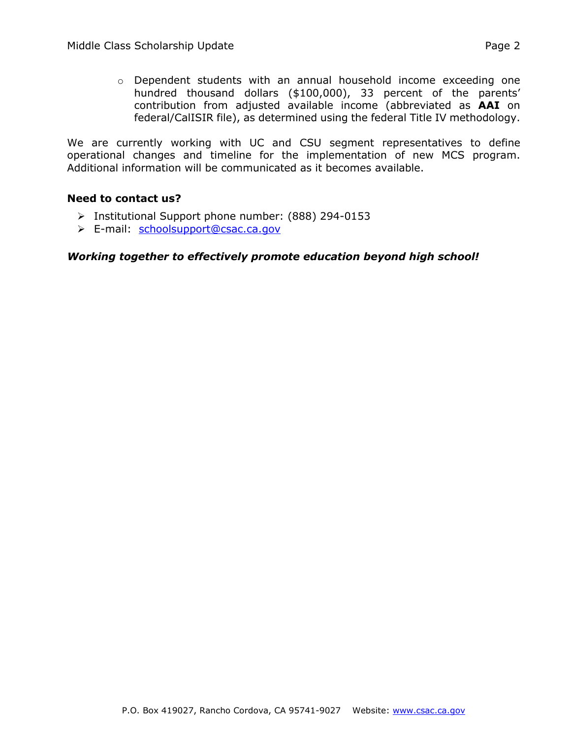- Dependent students with an annual household income exceeding one hundred thousand dollars ($100,000), 33 percent of the parents' contribution from adjusted available income (abbreviated as **AAI** on federal/CalISIR file), as determined using the federal Title IV methodology.

We are currently working with UC and CSU segment representatives to define operational changes and timeline for the implementation of new MCS program. Additional information will be communicated as it becomes available.

**Need to contact us?**

- Institutional Support phone number: (888) 294-0153
- E-mail: schoolsupport@csac.ca.gov

***Working together to effectively promote education beyond high school!***

P.O. Box 419027, Rancho Cordova, CA 95741-9027 Website: www.csac.ca.gov